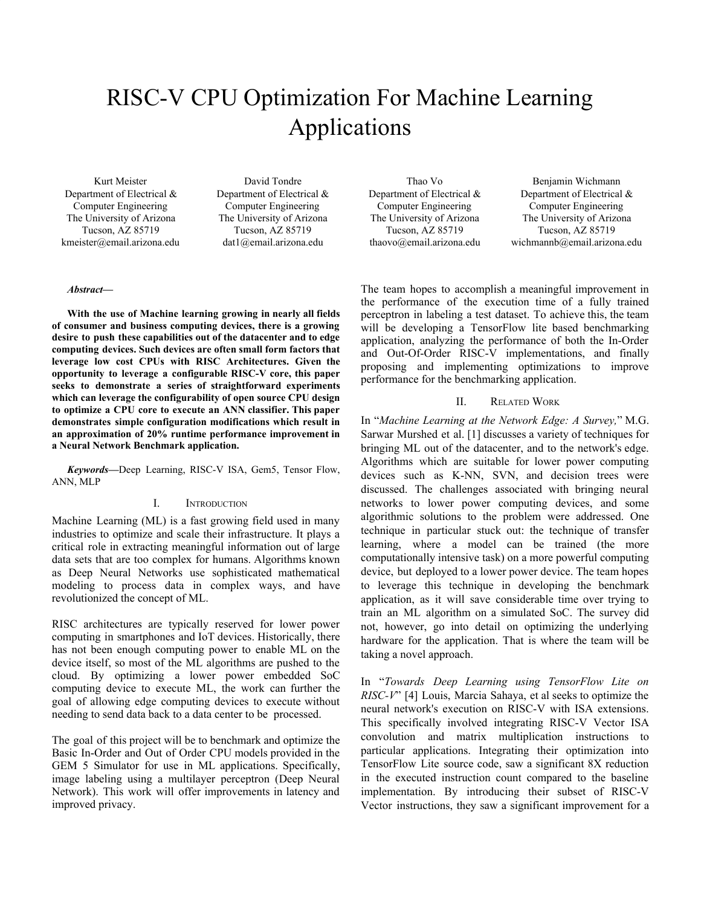# RISC-V CPU Optimization For Machine Learning Applications

Kurt Meister
Department of Electrical & Computer Engineering
The University of Arizona
Tucson, AZ 85719
kmeister@email.arizona.edu

David Tondre
Department of Electrical & Computer Engineering
The University of Arizona
Tucson, AZ 85719
dat1@email.arizona.edu

Thao Vo
Department of Electrical & Computer Engineering
The University of Arizona
Tucson, AZ 85719
thaovo@email.arizona.edu

Benjamin Wichmann
Department of Electrical & Computer Engineering
The University of Arizona
Tucson, AZ 85719
wichmannb@email.arizona.edu

***Abstract*—**

**With the use of Machine learning growing in nearly all fields of consumer and business computing devices, there is a growing desire to push these capabilities out of the datacenter and to edge computing devices. Such devices are often small form factors that leverage low cost CPUs with RISC Architectures. Given the opportunity to leverage a configurable RISC-V core, this paper seeks to demonstrate a series of straightforward experiments which can leverage the configurability of open source CPU design to optimize a CPU core to execute an ANN classifier. This paper demonstrates simple configuration modifications which result in an approximation of 20% runtime performance improvement in a Neural Network Benchmark application.**

***Keywords*—**Deep Learning, RISC-V ISA, Gem5, Tensor Flow, ANN, MLP

## I. Introduction

Machine Learning (ML) is a fast growing field used in many industries to optimize and scale their infrastructure. It plays a critical role in extracting meaningful information out of large data sets that are too complex for humans. Algorithms known as Deep Neural Networks use sophisticated mathematical modeling to process data in complex ways, and have revolutionized the concept of ML.

RISC architectures are typically reserved for lower power computing in smartphones and IoT devices. Historically, there has not been enough computing power to enable ML on the device itself, so most of the ML algorithms are pushed to the cloud. By optimizing a lower power embedded SoC computing device to execute ML, the work can further the goal of allowing edge computing devices to execute without needing to send data back to a data center to be processed.

The goal of this project will be to benchmark and optimize the Basic In-Order and Out of Order CPU models provided in the GEM 5 Simulator for use in ML applications. Specifically, image labeling using a multilayer perceptron (Deep Neural Network). This work will offer improvements in latency and improved privacy.

The team hopes to accomplish a meaningful improvement in the performance of the execution time of a fully trained perceptron in labeling a test dataset. To achieve this, the team will be developing a TensorFlow lite based benchmarking application, analyzing the performance of both the In-Order and Out-Of-Order RISC-V implementations, and finally proposing and implementing optimizations to improve performance for the benchmarking application.

## II. Related Work

In "*Machine Learning at the Network Edge: A Survey,*" M.G. Sarwar Murshed et al. [1] discusses a variety of techniques for bringing ML out of the datacenter, and to the network's edge. Algorithms which are suitable for lower power computing devices such as K-NN, SVN, and decision trees were discussed. The challenges associated with bringing neural networks to lower power computing devices, and some algorithmic solutions to the problem were addressed. One technique in particular stuck out: the technique of transfer learning, where a model can be trained (the more computationally intensive task) on a more powerful computing device, but deployed to a lower power device. The team hopes to leverage this technique in developing the benchmark application, as it will save considerable time over trying to train an ML algorithm on a simulated SoC. The survey did not, however, go into detail on optimizing the underlying hardware for the application. That is where the team will be taking a novel approach.

In "*Towards Deep Learning using TensorFlow Lite on RISC-V*" [4] Louis, Marcia Sahaya, et al seeks to optimize the neural network's execution on RISC-V with ISA extensions. This specifically involved integrating RISC-V Vector ISA convolution and matrix multiplication instructions to particular applications. Integrating their optimization into TensorFlow Lite source code, saw a significant 8X reduction in the executed instruction count compared to the baseline implementation. By introducing their subset of RISC-V Vector instructions, they saw a significant improvement for a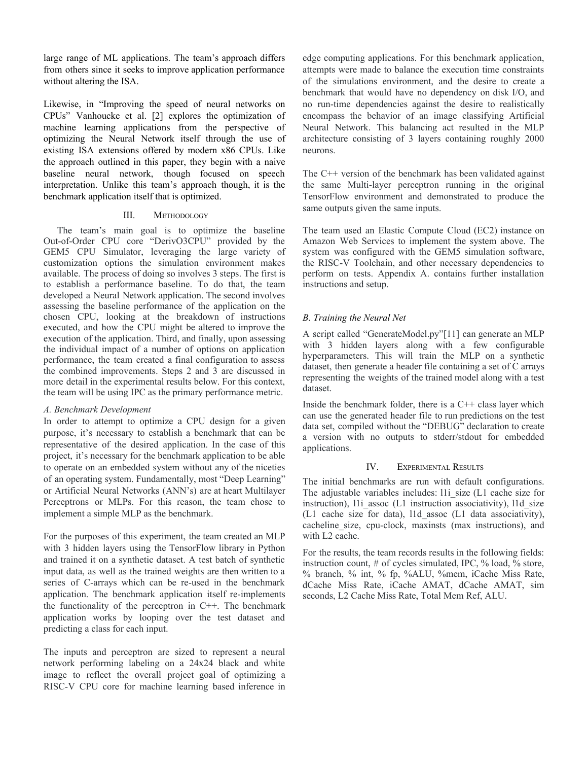large range of ML applications. The team's approach differs from others since it seeks to improve application performance without altering the ISA.

Likewise, in "Improving the speed of neural networks on CPUs" Vanhoucke et al. [2] explores the optimization of machine learning applications from the perspective of optimizing the Neural Network itself through the use of existing ISA extensions offered by modern x86 CPUs. Like the approach outlined in this paper, they begin with a naive baseline neural network, though focused on speech interpretation. Unlike this team's approach though, it is the benchmark application itself that is optimized.

## III. Methodology

The team's main goal is to optimize the baseline Out-of-Order CPU core "DerivO3CPU" provided by the GEM5 CPU Simulator, leveraging the large variety of customization options the simulation environment makes available. The process of doing so involves 3 steps. The first is to establish a performance baseline. To do that, the team developed a Neural Network application. The second involves assessing the baseline performance of the application on the chosen CPU, looking at the breakdown of instructions executed, and how the CPU might be altered to improve the execution of the application. Third, and finally, upon assessing the individual impact of a number of options on application performance, the team created a final configuration to assess the combined improvements. Steps 2 and 3 are discussed in more detail in the experimental results below. For this context, the team will be using IPC as the primary performance metric.

### *A. Benchmark Development*

In order to attempt to optimize a CPU design for a given purpose, it's necessary to establish a benchmark that can be representative of the desired application. In the case of this project, it's necessary for the benchmark application to be able to operate on an embedded system without any of the niceties of an operating system. Fundamentally, most "Deep Learning" or Artificial Neural Networks (ANN's) are at heart Multilayer Perceptrons or MLPs. For this reason, the team chose to implement a simple MLP as the benchmark.

For the purposes of this experiment, the team created an MLP with 3 hidden layers using the TensorFlow library in Python and trained it on a synthetic dataset. A test batch of synthetic input data, as well as the trained weights are then written to a series of C-arrays which can be re-used in the benchmark application. The benchmark application itself re-implements the functionality of the perceptron in C++. The benchmark application works by looping over the test dataset and predicting a class for each input.

The inputs and perceptron are sized to represent a neural network performing labeling on a 24x24 black and white image to reflect the overall project goal of optimizing a RISC-V CPU core for machine learning based inference in edge computing applications. For this benchmark application, attempts were made to balance the execution time constraints of the simulations environment, and the desire to create a benchmark that would have no dependency on disk I/O, and no run-time dependencies against the desire to realistically encompass the behavior of an image classifying Artificial Neural Network. This balancing act resulted in the MLP architecture consisting of 3 layers containing roughly 2000 neurons.

The C++ version of the benchmark has been validated against the same Multi-layer perceptron running in the original TensorFlow environment and demonstrated to produce the same outputs given the same inputs.

The team used an Elastic Compute Cloud (EC2) instance on Amazon Web Services to implement the system above. The system was configured with the GEM5 simulation software, the RISC-V Toolchain, and other necessary dependencies to perform on tests. Appendix A. contains further installation instructions and setup.

### *B. Training the Neural Net*

A script called "GenerateModel.py"[11] can generate an MLP with 3 hidden layers along with a few configurable hyperparameters. This will train the MLP on a synthetic dataset, then generate a header file containing a set of C arrays representing the weights of the trained model along with a test dataset.

Inside the benchmark folder, there is a C++ class layer which can use the generated header file to run predictions on the test data set, compiled without the "DEBUG" declaration to create a version with no outputs to stderr/stdout for embedded applications.

## IV. Experimental Results

The initial benchmarks are run with default configurations. The adjustable variables includes: l1i_size (L1 cache size for instruction), l1i_assoc (L1 instruction associativity), l1d_size (L1 cache size for data), l1d_assoc (L1 data associativity), cacheline_size, cpu-clock, maxinsts (max instructions), and with L2 cache.

For the results, the team records results in the following fields: instruction count, # of cycles simulated, IPC, % load, % store, % branch, % int, % fp, %ALU, %mem, iCache Miss Rate, dCache Miss Rate, iCache AMAT, dCache AMAT, sim seconds, L2 Cache Miss Rate, Total Mem Ref, ALU.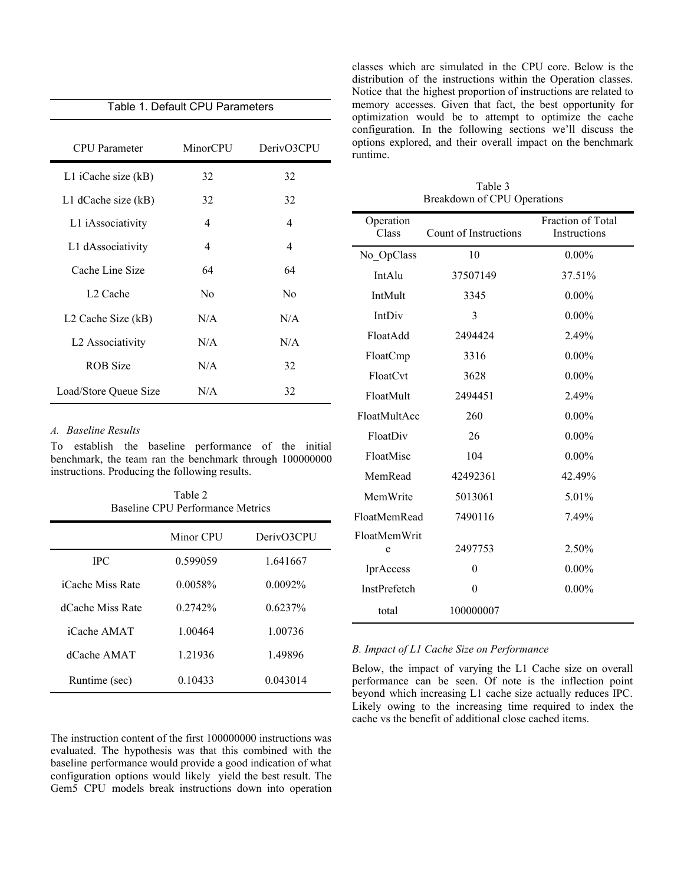Table 1. Default CPU Parameters

| CPU Parameter | MinorCPU | DerivO3CPU |
|---|---|---|
| L1 iCache size (kB) | 32 | 32 |
| L1 dCache size (kB) | 32 | 32 |
| L1 iAssociativity | 4 | 4 |
| L1 dAssociativity | 4 | 4 |
| Cache Line Size | 64 | 64 |
| L2 Cache | No | No |
| L2 Cache Size (kB) | N/A | N/A |
| L2 Associativity | N/A | N/A |
| ROB Size | N/A | 32 |
| Load/Store Queue Size | N/A | 32 |

### *A. Baseline Results*

To establish the baseline performance of the initial benchmark, the team ran the benchmark through 100000000 instructions. Producing the following results.

Table 2
Baseline CPU Performance Metrics

| | Minor CPU | DerivO3CPU |
|---|---|---|
| IPC | 0.599059 | 1.641667 |
| iCache Miss Rate | 0.0058% | 0.0092% |
| dCache Miss Rate | 0.2742% | 0.6237% |
| iCache AMAT | 1.00464 | 1.00736 |
| dCache AMAT | 1.21936 | 1.49896 |
| Runtime (sec) | 0.10433 | 0.043014 |

The instruction content of the first 100000000 instructions was evaluated. The hypothesis was that this combined with the baseline performance would provide a good indication of what configuration options would likely yield the best result. The Gem5 CPU models break instructions down into operation classes which are simulated in the CPU core. Below is the distribution of the instructions within the Operation classes. Notice that the highest proportion of instructions are related to memory accesses. Given that fact, the best opportunity for optimization would be to attempt to optimize the cache configuration. In the following sections we'll discuss the options explored, and their overall impact on the benchmark runtime.

Table 3
Breakdown of CPU Operations

| Operation Class | Count of Instructions | Fraction of Total Instructions |
|---|---|---|
| No_OpClass | 10 | 0.00% |
| IntAlu | 37507149 | 37.51% |
| IntMult | 3345 | 0.00% |
| IntDiv | 3 | 0.00% |
| FloatAdd | 2494424 | 2.49% |
| FloatCmp | 3316 | 0.00% |
| FloatCvt | 3628 | 0.00% |
| FloatMult | 2494451 | 2.49% |
| FloatMultAcc | 260 | 0.00% |
| FloatDiv | 26 | 0.00% |
| FloatMisc | 104 | 0.00% |
| MemRead | 42492361 | 42.49% |
| MemWrite | 5013061 | 5.01% |
| FloatMemRead | 7490116 | 7.49% |
| FloatMemWrite | 2497753 | 2.50% |
| IprAccess | 0 | 0.00% |
| InstPrefetch | 0 | 0.00% |
| total | 100000007 | |

### *B. Impact of L1 Cache Size on Performance*

Below, the impact of varying the L1 Cache size on overall performance can be seen. Of note is the inflection point beyond which increasing L1 cache size actually reduces IPC. Likely owing to the increasing time required to index the cache vs the benefit of additional close cached items.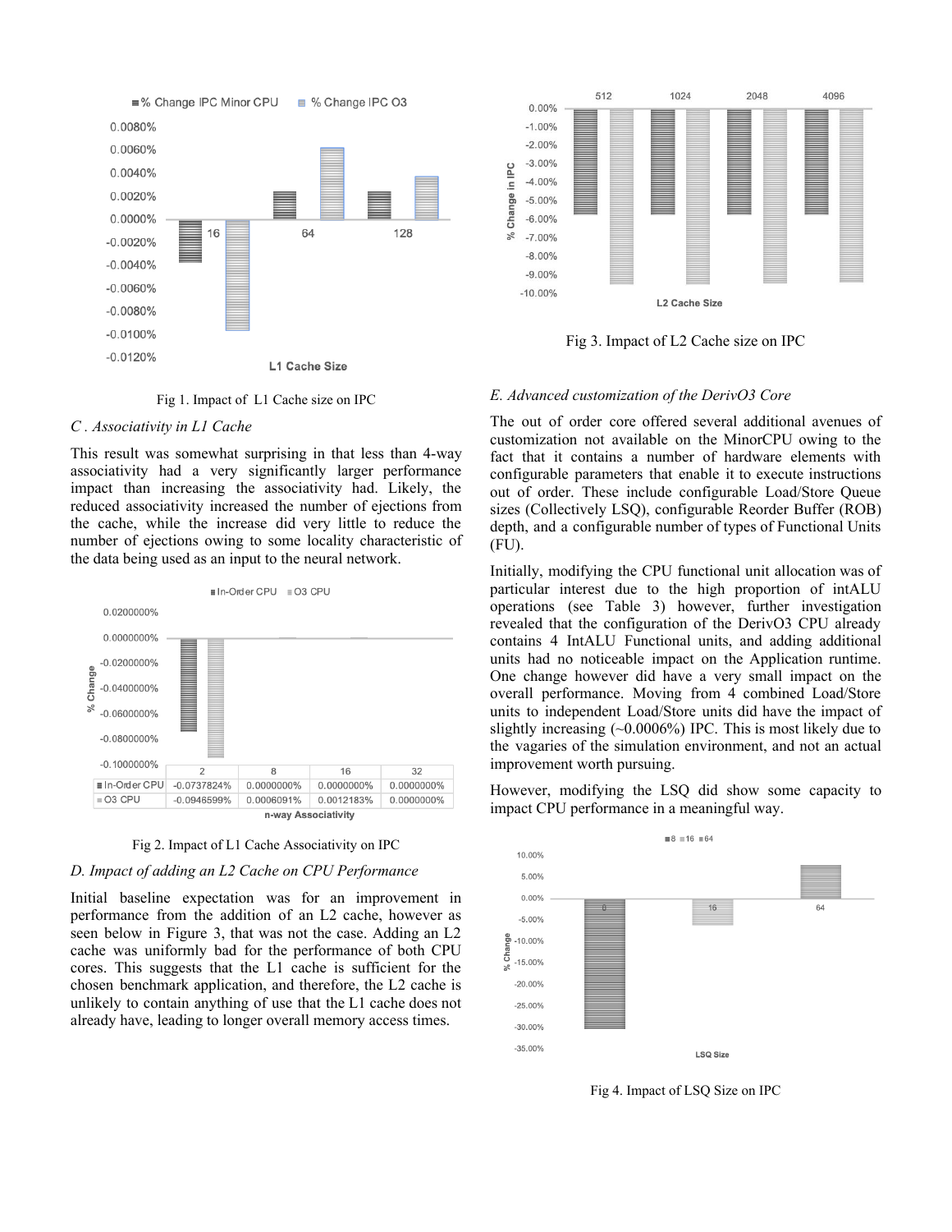Fig 1. Impact of L1 Cache size on IPC

*C . Associativity in L1 Cache*

This result was somewhat surprising in that less than 4-way associativity had a very significantly larger performance impact than increasing the associativity had. Likely, the reduced associativity increased the number of ejections from the cache, while the increase did very little to reduce the number of ejections owing to some locality characteristic of the data being used as an input to the neural network.

| | 2 | 8 | 16 | 32 |
|---|---|---|---|---|
| In-Order CPU | -0.0737824% | 0.0000000% | 0.0000000% | 0.0000000% |
| O3 CPU | -0.0946599% | 0.0006091% | 0.0012183% | 0.0000000% |

Fig 2. Impact of L1 Cache Associativity on IPC

*D. Impact of adding an L2 Cache on CPU Performance*

Initial baseline expectation was for an improvement in performance from the addition of an L2 cache, however as seen below in Figure 3, that was not the case. Adding an L2 cache was uniformly bad for the performance of both CPU cores. This suggests that the L1 cache is sufficient for the chosen benchmark application, and therefore, the L2 cache is unlikely to contain anything of use that the L1 cache does not already have, leading to longer overall memory access times.

Fig 3. Impact of L2 Cache size on IPC

*E. Advanced customization of the DerivO3 Core*

The out of order core offered several additional avenues of customization not available on the MinorCPU owing to the fact that it contains a number of hardware elements with configurable parameters that enable it to execute instructions out of order. These include configurable Load/Store Queue sizes (Collectively LSQ), configurable Reorder Buffer (ROB) depth, and a configurable number of types of Functional Units (FU).

Initially, modifying the CPU functional unit allocation was of particular interest due to the high proportion of intALU operations (see Table 3) however, further investigation revealed that the configuration of the DerivO3 CPU already contains 4 IntALU Functional units, and adding additional units had no noticeable impact on the Application runtime. One change however did have a very small impact on the overall performance. Moving from 4 combined Load/Store units to independent Load/Store units did have the impact of slightly increasing (~0.0006%) IPC. This is most likely due to the vagaries of the simulation environment, and not an actual improvement worth pursuing.

However, modifying the LSQ did show some capacity to impact CPU performance in a meaningful way.

Fig 4. Impact of LSQ Size on IPC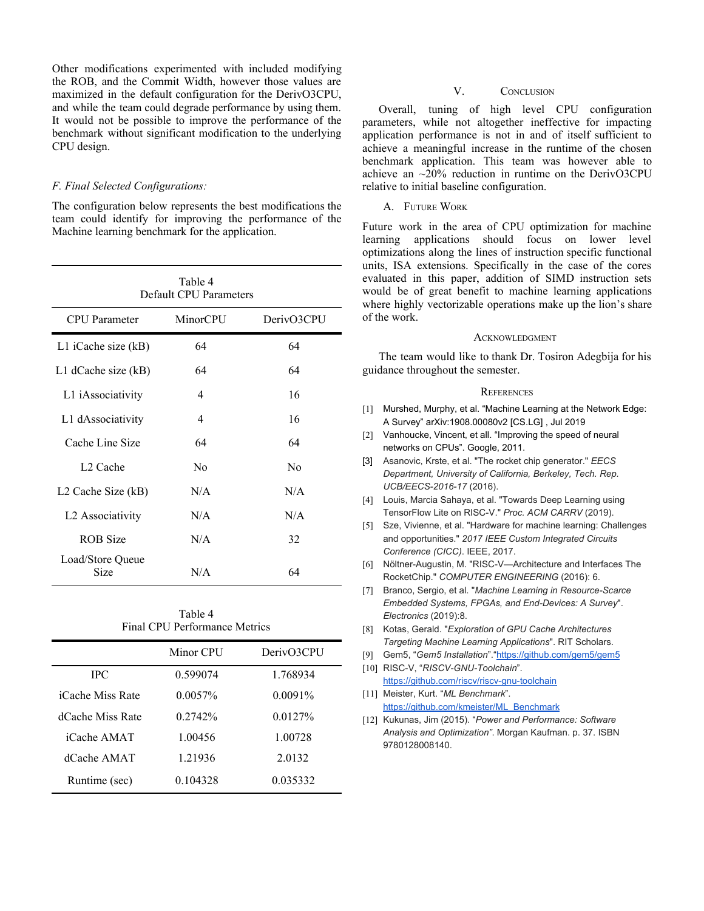Other modifications experimented with included modifying the ROB, and the Commit Width, however those values are maximized in the default configuration for the DerivO3CPU, and while the team could degrade performance by using them. It would not be possible to improve the performance of the benchmark without significant modification to the underlying CPU design.

### *F. Final Selected Configurations:*

The configuration below represents the best modifications the team could identify for improving the performance of the Machine learning benchmark for the application.

Table 4
Default CPU Parameters

| CPU Parameter | MinorCPU | DerivO3CPU |
|---|---|---|
| L1 iCache size (kB) | 64 | 64 |
| L1 dCache size (kB) | 64 | 64 |
| L1 iAssociativity | 4 | 16 |
| L1 dAssociativity | 4 | 16 |
| Cache Line Size | 64 | 64 |
| L2 Cache | No | No |
| L2 Cache Size (kB) | N/A | N/A |
| L2 Associativity | N/A | N/A |
| ROB Size | N/A | 32 |
| Load/Store Queue Size | N/A | 64 |

Table 4
Final CPU Performance Metrics

| | Minor CPU | DerivO3CPU |
|---|---|---|
| IPC | 0.599074 | 1.768934 |
| iCache Miss Rate | 0.0057% | 0.0091% |
| dCache Miss Rate | 0.2742% | 0.0127% |
| iCache AMAT | 1.00456 | 1.00728 |
| dCache AMAT | 1.21936 | 2.0132 |
| Runtime (sec) | 0.104328 | 0.035332 |

## V. Conclusion

Overall, tuning of high level CPU configuration parameters, while not altogether ineffective for impacting application performance is not in and of itself sufficient to achieve a meaningful increase in the runtime of the chosen benchmark application. This team was however able to achieve an ~20% reduction in runtime on the DerivO3CPU relative to initial baseline configuration.

### A. Future Work

Future work in the area of CPU optimization for machine learning applications should focus on lower level optimizations along the lines of instruction specific functional units, ISA extensions. Specifically in the case of the cores evaluated in this paper, addition of SIMD instruction sets would be of great benefit to machine learning applications where highly vectorizable operations make up the lion's share of the work.

## Acknowledgment

The team would like to thank Dr. Tosiron Adegbija for his guidance throughout the semester.

## References

[1] Murshed, Murphy, et al. "Machine Learning at the Network Edge: A Survey" arXiv:1908.00080v2 [CS.LG] , Jul 2019

[2] Vanhoucke, Vincent, et all. "Improving the speed of neural networks on CPUs". Google, 2011.

[3] Asanovic, Krste, et al. "The rocket chip generator." *EECS Department, University of California, Berkeley, Tech. Rep. UCB/EECS-2016-17* (2016).

[4] Louis, Marcia Sahaya, et al. "Towards Deep Learning using TensorFlow Lite on RISC-V." *Proc. ACM CARRV* (2019).

[5] Sze, Vivienne, et al. "Hardware for machine learning: Challenges and opportunities." *2017 IEEE Custom Integrated Circuits Conference (CICC)*. IEEE, 2017.

[6] Nöltner-Augustin, M. "RISC-V—Architecture and Interfaces The RocketChip." *COMPUTER ENGINEERING* (2016): 6.

[7] Branco, Sergio, et al. "*Machine Learning in Resource-Scarce Embedded Systems, FPGAs, and End-Devices: A Survey*". *Electronics* (2019):8.

[8] Kotas, Gerald. "*Exploration of GPU Cache Architectures Targeting Machine Learning Applications*". RIT Scholars.

[9] Gem5, "*Gem5 Installation*"."https://github.com/gem5/gem5

[10] RISC-V, "*RISCV-GNU-Toolchain*". https://github.com/riscv/riscv-gnu-toolchain

[11] Meister, Kurt. "*ML Benchmark*". https://github.com/kmeister/ML_Benchmark

[12] Kukunas, Jim (2015). "*Power and Performance: Software Analysis and Optimization"*. Morgan Kaufman. p. 37. ISBN 9780128008140.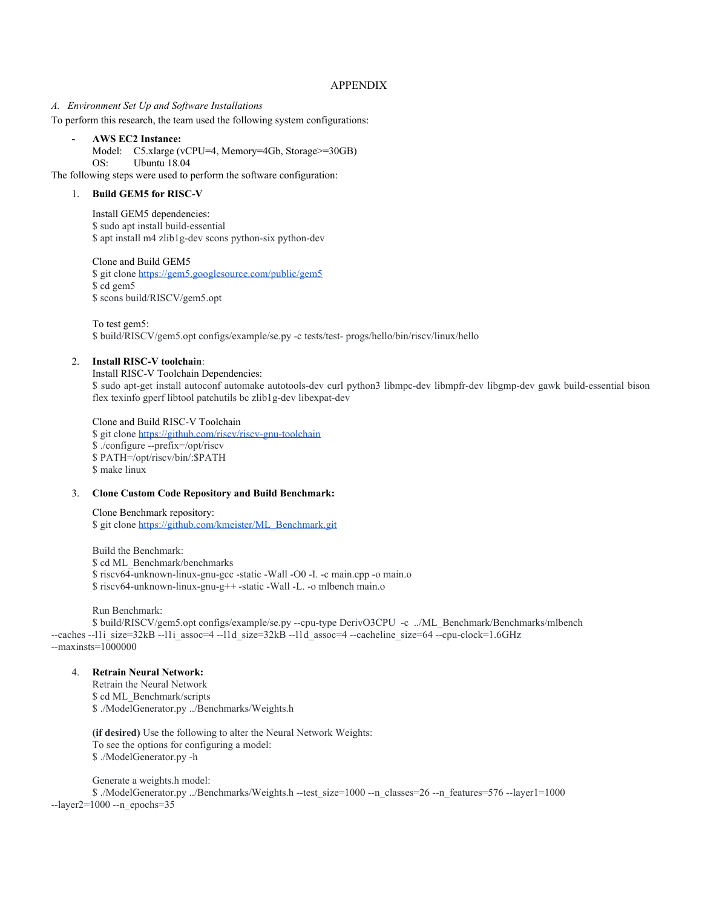# APPENDIX

## *A. Environment Set Up and Software Installations*

To perform this research, the team used the following system configurations:

- **AWS EC2 Instance:**
  Model: C5.xlarge (vCPU=4, Memory=4Gb, Storage>=30GB)
  OS: Ubuntu 18.04

The following steps were used to perform the software configuration:

1. **Build GEM5 for RISC-V**

   Install GEM5 dependencies:
   ```
   $ sudo apt install build-essential
   $ apt install m4 zlib1g-dev scons python-six python-dev
   ```

   Clone and Build GEM5
   ```
   $ git clone https://gem5.googlesource.com/public/gem5
   $ cd gem5
   $ scons build/RISCV/gem5.opt
   ```

   To test gem5:
   ```
   $ build/RISCV/gem5.opt configs/example/se.py -c tests/test- progs/hello/bin/riscv/linux/hello
   ```

2. **Install RISC-V toolchain**:
   Install RISC-V Toolchain Dependencies:
   ```
   $ sudo apt-get install autoconf automake autotools-dev curl python3 libmpc-dev libmpfr-dev libgmp-dev gawk build-essential bison flex texinfo gperf libtool patchutils bc zlib1g-dev libexpat-dev
   ```

   Clone and Build RISC-V Toolchain
   ```
   $ git clone https://github.com/riscv/riscv-gnu-toolchain
   $ ./configure --prefix=/opt/riscv
   $ PATH=/opt/riscv/bin/:$PATH
   $ make linux
   ```

3. **Clone Custom Code Repository and Build Benchmark:**

   Clone Benchmark repository:
   ```
   $ git clone https://github.com/kmeister/ML_Benchmark.git
   ```

   Build the Benchmark:
   ```
   $ cd ML_Benchmark/benchmarks
   $ riscv64-unknown-linux-gnu-gcc -static -Wall -O0 -I. -c main.cpp -o main.o
   $ riscv64-unknown-linux-gnu-g++ -static -Wall -L. -o mlbench main.o
   ```

   Run Benchmark:
   ```
   $ build/RISCV/gem5.opt configs/example/se.py --cpu-type DerivO3CPU  -c  ../ML_Benchmark/Benchmarks/mlbench --caches --l1i_size=32kB --l1i_assoc=4 --l1d_size=32kB --l1d_assoc=4 --cacheline_size=64 --cpu-clock=1.6GHz --maxinsts=1000000
   ```

4. **Retrain Neural Network:**
   Retrain the Neural Network
   ```
   $ cd ML_Benchmark/scripts
   $ ./ModelGenerator.py ../Benchmarks/Weights.h
   ```

   **(if desired)** Use the following to alter the Neural Network Weights:
   To see the options for configuring a model:
   ```
   $ ./ModelGenerator.py -h
   ```

   Generate a weights.h model:
   ```
   $ ./ModelGenerator.py ../Benchmarks/Weights.h --test_size=1000 --n_classes=26 --n_features=576 --layer1=1000 --layer2=1000 --n_epochs=35
   ```